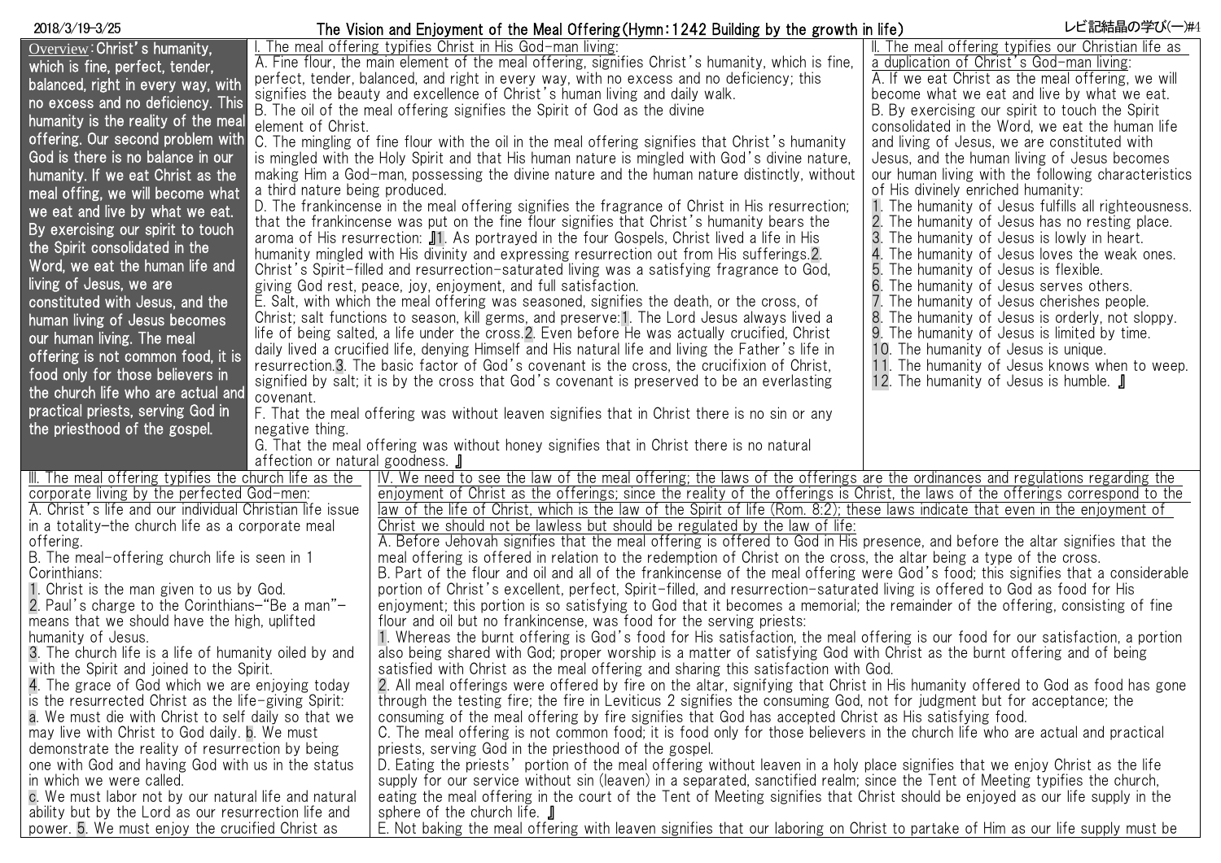2018/3/19-3/25 **The Vision and Enjoyment of the Meal Offering (Hymn: 1242 Building by the growth in life)** レビ記結晶の学び(一)#4

**Overview: Christ's humanity, which is fine, perfect, tender, balanced, right in every way, with no excess and no deficiency. This humanity is the reality of the meal offering. Our second problem with God is there is no balance in our humanity. If we eat Christ as the meal offing, we will become what we eat and live by what we eat. By exercising our spirit to touch the Spirit consolidated in the Word, we eat the human life and living of Jesus, we are constituted with Jesus, and the human living of Jesus becomes our human living. The meal offering is not common food, it is food only for those believers in the church life who are actual and practical priests, serving God in the priesthood of the gospel.**

I. The meal offering typifies Christ in His God-man living:

A. Fine flour, the main element of the meal offering, signifies Christ's humanity, which is fine, perfect, tender, balanced, and right in every way, with no excess and no deficiency; this signifies the beauty and excellence of Christ's human living and daily walk.

B. The oil of the meal offering signifies the Spirit of God as the divine element of Christ.

C. The mingling of fine flour with the oil in the meal offering signifies that Christ's humanity is mingled with the Holy Spirit and that His human nature is mingled with God's divine nature, making Him a God-man, possessing the divine nature and the human nature distinctly, without a third nature being produced.

D. The frankincense in the meal offering signifies the fragrance of Christ in His resurrection; that the frankincense was put on the fine flour signifies that Christ's humanity bears the aroma of His resurrection: 『1. As portrayed in the four Gospels, Christ lived a life in His humanity mingled with His divinity and expressing resurrection out from His sufferings. 2. Christ's Spirit-filled and resurrection-saturated living was a satisfying fragrance to God, giving God rest, peace, joy, enjoyment, and full satisfaction.

E. Salt, with which the meal offering was seasoned, signifies the death, or the cross, of Christ; salt functions to season, kill germs, and preserve: 1. The Lord Jesus always lived a life of being salted, a life under the cross. 2. Even before He was actually crucified, Christ daily lived a crucified life, denying Himself and His natural life and living the Father's life in resurrection. 3. The basic factor of God's covenant is the cross, the crucifixion of Christ, signified by salt; it is by the cross that God's covenant is preserved to be an everlasting covenant.

F. That the meal offering was without leaven signifies that in Christ there is no sin or any negative thing.

G. That the meal offering was without honey signifies that in Christ there is no natural affection or natural goodness. 』

II. The meal offering typifies our Christian life as a duplication of Christ's God-man living:

A. If we eat Christ as the meal offering, we will become what we eat and live by what we eat.

B. By exercising our spirit to touch the Spirit consolidated in the Word, we eat the human life and living of Jesus, we are constituted with Jesus, and the human living of Jesus becomes our human living with the following characteristics of His divinely enriched humanity:

1. The humanity of Jesus fulfills all righteousness.
2. The humanity of Jesus has no resting place.
3. The humanity of Jesus is lowly in heart.
4. The humanity of Jesus loves the weak ones.
5. The humanity of Jesus is flexible.
6. The humanity of Jesus serves others.
7. The humanity of Jesus cherishes people.
8. The humanity of Jesus is orderly, not sloppy.
9. The humanity of Jesus is limited by time.
10. The humanity of Jesus is unique.
11. The humanity of Jesus knows when to weep.
12. The humanity of Jesus is humble. 』

III. The meal offering typifies the church life as the corporate living by the perfected God-men:

A. Christ's life and our individual Christian life issue in a totality—the church life as a corporate meal offering.

B. The meal-offering church life is seen in 1 Corinthians:

1. Christ is the man given to us by God.
2. Paul's charge to the Corinthians—"Be a man"—means that we should have the high, uplifted humanity of Jesus.
3. The church life is a life of humanity oiled by and with the Spirit and joined to the Spirit.
4. The grace of God which we are enjoying today is the resurrected Christ as the life-giving Spirit:
   a. We must die with Christ to self daily so that we may live with Christ to God daily. b. We must demonstrate the reality of resurrection by being one with God and having God with us in the status in which we were called.
   c. We must labor not by our natural life and natural ability but by the Lord as our resurrection life and power. 5. We must enjoy the crucified Christ as

IV. We need to see the law of the meal offering; the laws of the offerings are the ordinances and regulations regarding the enjoyment of Christ as the offerings; since the reality of the offerings is Christ, the laws of the offerings correspond to the law of the life of Christ, which is the law of the Spirit of life (Rom. 8:2); these laws indicate that even in the enjoyment of Christ we should not be lawless but should be regulated by the law of life:

A. Before Jehovah signifies that the meal offering is offered to God in His presence, and before the altar signifies that the meal offering is offered in relation to the redemption of Christ on the cross, the altar being a type of the cross.

B. Part of the flour and oil and all of the frankincense of the meal offering were God's food; this signifies that a considerable portion of Christ's excellent, perfect, Spirit-filled, and resurrection-saturated living is offered to God as food for His enjoyment; this portion is so satisfying to God that it becomes a memorial; the remainder of the offering, consisting of fine flour and oil but no frankincense, was food for the serving priests:

1. Whereas the burnt offering is God's food for His satisfaction, the meal offering is our food for our satisfaction, a portion also being shared with God; proper worship is a matter of satisfying God with Christ as the burnt offering and of being satisfied with Christ as the meal offering and sharing this satisfaction with God.
2. All meal offerings were offered by fire on the altar, signifying that Christ in His humanity offered to God as food has gone through the testing fire; the fire in Leviticus 2 signifies the consuming God, not for judgment but for acceptance; the consuming of the meal offering by fire signifies that God has accepted Christ as His satisfying food.

C. The meal offering is not common food; it is food only for those believers in the church life who are actual and practical priests, serving God in the priesthood of the gospel.

D. Eating the priests' portion of the meal offering without leaven in a holy place signifies that we enjoy Christ as the life supply for our service without sin (leaven) in a separated, sanctified realm; since the Tent of Meeting typifies the church, eating the meal offering in the court of the Tent of Meeting signifies that Christ should be enjoyed as our life supply in the sphere of the church life. 』

E. Not baking the meal offering with leaven signifies that our laboring on Christ to partake of Him as our life supply must be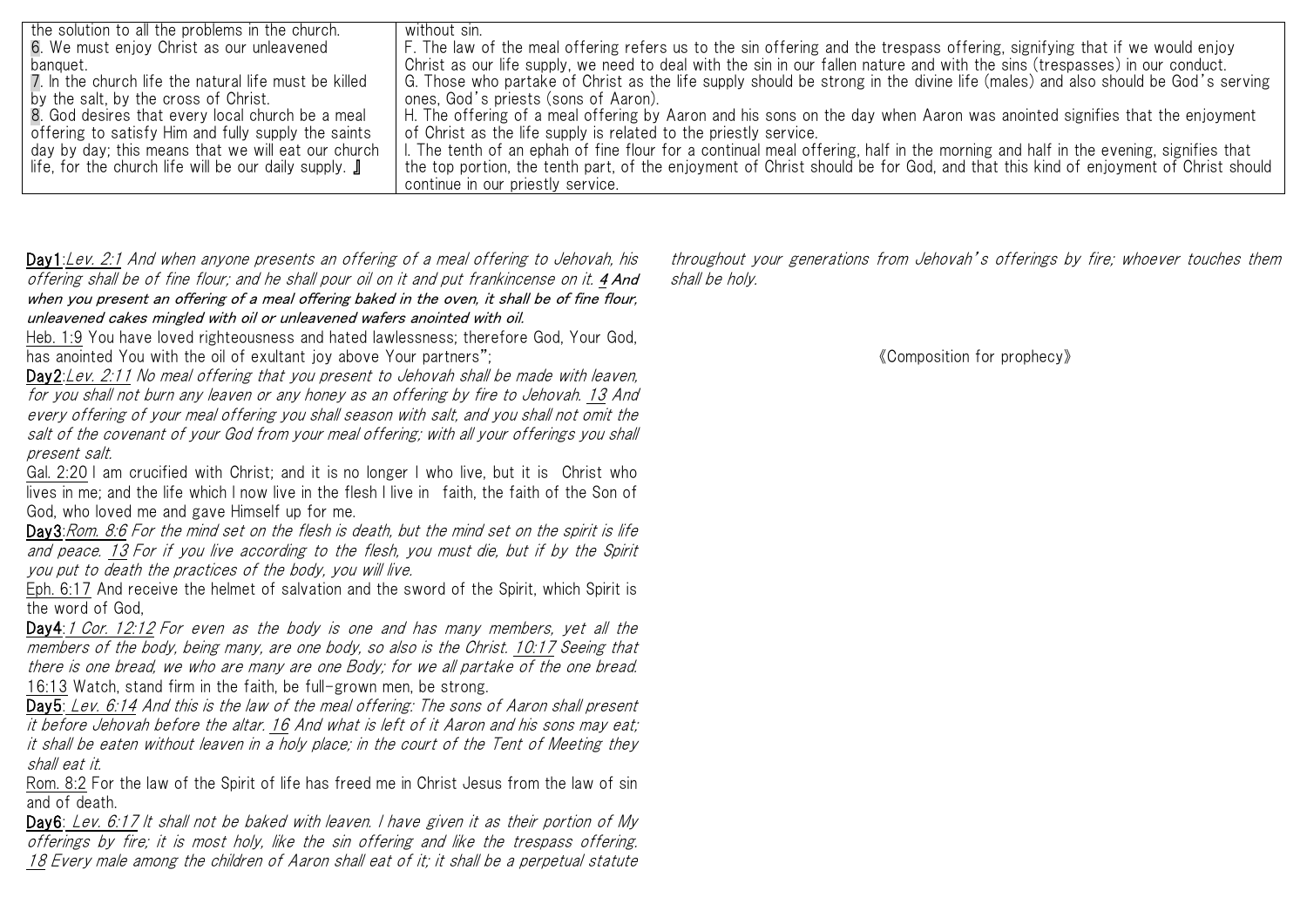| | |
|---|---|
| the solution to all the problems in the church.<br>6. We must enjoy Christ as our unleavened banquet.<br>7. In the church life the natural life must be killed by the salt, by the cross of Christ.<br>8. God desires that every local church be a meal offering to satisfy Him and fully supply the saints day by day; this means that we will eat our church life, for the church life will be our daily supply. 』 | without sin.<br>F. The law of the meal offering refers us to the sin offering and the trespass offering, signifying that if we would enjoy Christ as our life supply, we need to deal with the sin in our fallen nature and with the sins (trespasses) in our conduct.<br>G. Those who partake of Christ as the life supply should be strong in the divine life (males) and also should be God's serving ones, God's priests (sons of Aaron).<br>H. The offering of a meal offering by Aaron and his sons on the day when Aaron was anointed signifies that the enjoyment of Christ as the life supply is related to the priestly service.<br>I. The tenth of an ephah of fine flour for a continual meal offering, half in the morning and half in the evening, signifies that the top portion, the tenth part, of the enjoyment of Christ should be for God, and that this kind of enjoyment of Christ should continue in our priestly service. |

**Day1**:*Lev. 2:1 And when anyone presents an offering of a meal offering to Jehovah, his offering shall be of fine flour; and he shall pour oil on it and put frankincense on it.* ***4 And when you present an offering of a meal offering baked in the oven, it shall be of fine flour, unleavened cakes mingled with oil or unleavened wafers anointed with oil.***

Heb. 1:9 You have loved righteousness and hated lawlessness; therefore God, Your God, has anointed You with the oil of exultant joy above Your partners";

**Day2**:*Lev. 2:11 No meal offering that you present to Jehovah shall be made with leaven, for you shall not burn any leaven or any honey as an offering by fire to Jehovah. 13 And every offering of your meal offering you shall season with salt, and you shall not omit the salt of the covenant of your God from your meal offering; with all your offerings you shall present salt.*

Gal. 2:20 I am crucified with Christ; and it is no longer I who live, but it is Christ who lives in me; and the life which I now live in the flesh I live in faith, the faith of the Son of God, who loved me and gave Himself up for me.

**Day3**:*Rom. 8:6 For the mind set on the flesh is death, but the mind set on the spirit is life and peace. 13 For if you live according to the flesh, you must die, but if by the Spirit you put to death the practices of the body, you will live.*

Eph. 6:17 And receive the helmet of salvation and the sword of the Spirit, which Spirit is the word of God,

**Day4**:*1 Cor. 12:12 For even as the body is one and has many members, yet all the members of the body, being many, are one body, so also is the Christ. 10:17 Seeing that there is one bread, we who are many are one Body; for we all partake of the one bread.*

16:13 Watch, stand firm in the faith, be full-grown men, be strong.

**Day5**: *Lev. 6:14 And this is the law of the meal offering: The sons of Aaron shall present it before Jehovah before the altar. 16 And what is left of it Aaron and his sons may eat; it shall be eaten without leaven in a holy place; in the court of the Tent of Meeting they shall eat it.*

Rom. 8:2 For the law of the Spirit of life has freed me in Christ Jesus from the law of sin and of death.

**Day6**: *Lev. 6:17 It shall not be baked with leaven. I have given it as their portion of My offerings by fire; it is most holy, like the sin offering and like the trespass offering. 18 Every male among the children of Aaron shall eat of it; it shall be a perpetual statute throughout your generations from Jehovah's offerings by fire; whoever touches them shall be holy.*

《Composition for prophecy》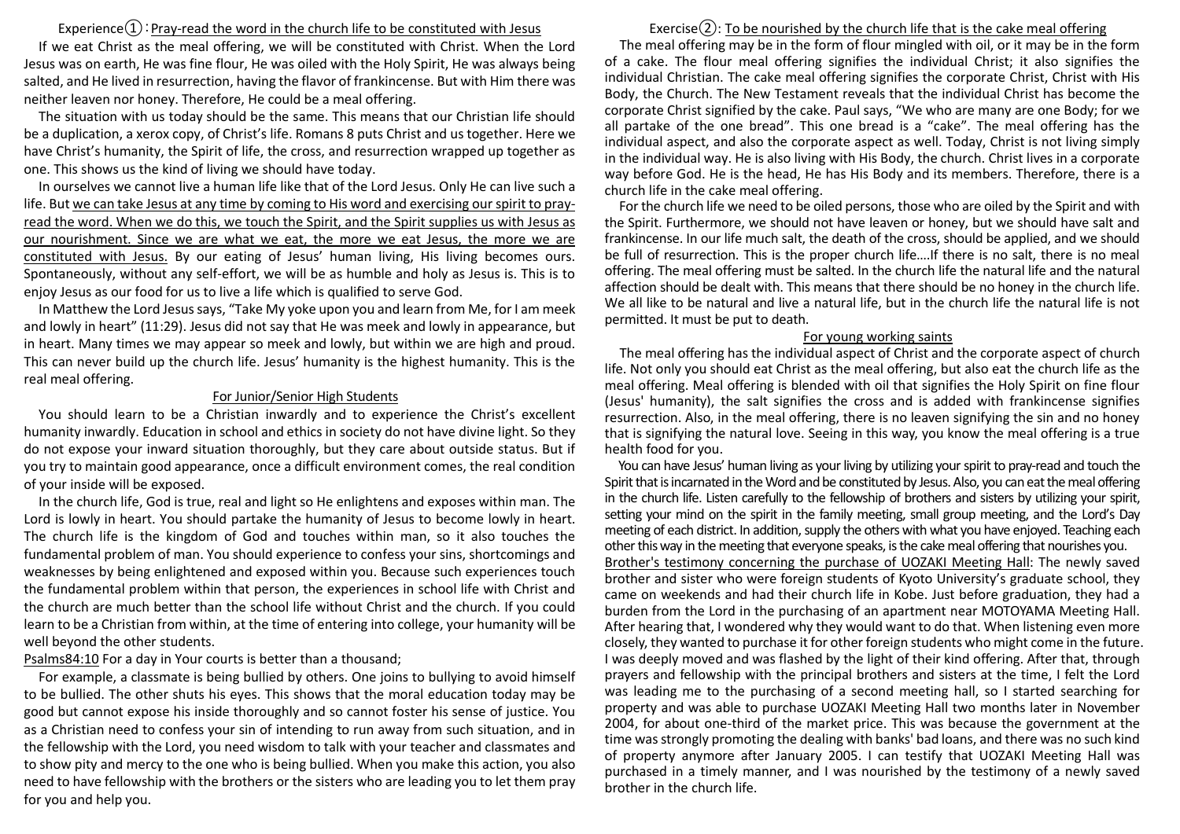## Experience①：Pray-read the word in the church life to be constituted with Jesus

If we eat Christ as the meal offering, we will be constituted with Christ. When the Lord Jesus was on earth, He was fine flour, He was oiled with the Holy Spirit, He was always being salted, and He lived in resurrection, having the flavor of frankincense. But with Him there was neither leaven nor honey. Therefore, He could be a meal offering.

The situation with us today should be the same. This means that our Christian life should be a duplication, a xerox copy, of Christ's life. Romans 8 puts Christ and us together. Here we have Christ's humanity, the Spirit of life, the cross, and resurrection wrapped up together as one. This shows us the kind of living we should have today.

In ourselves we cannot live a human life like that of the Lord Jesus. Only He can live such a life. But we can take Jesus at any time by coming to His word and exercising our spirit to pray-read the word. When we do this, we touch the Spirit, and the Spirit supplies us with Jesus as our nourishment. Since we are what we eat, the more we eat Jesus, the more we are constituted with Jesus. By our eating of Jesus' human living, His living becomes ours. Spontaneously, without any self-effort, we will be as humble and holy as Jesus is. This is to enjoy Jesus as our food for us to live a life which is qualified to serve God.

In Matthew the Lord Jesus says, "Take My yoke upon you and learn from Me, for I am meek and lowly in heart" (11:29). Jesus did not say that He was meek and lowly in appearance, but in heart. Many times we may appear so meek and lowly, but within we are high and proud. This can never build up the church life. Jesus' humanity is the highest humanity. This is the real meal offering.

### For Junior/Senior High Students

You should learn to be a Christian inwardly and to experience the Christ's excellent humanity inwardly. Education in school and ethics in society do not have divine light. So they do not expose your inward situation thoroughly, but they care about outside status. But if you try to maintain good appearance, once a difficult environment comes, the real condition of your inside will be exposed.

In the church life, God is true, real and light so He enlightens and exposes within man. The Lord is lowly in heart. You should partake the humanity of Jesus to become lowly in heart. The church life is the kingdom of God and touches within man, so it also touches the fundamental problem of man. You should experience to confess your sins, shortcomings and weaknesses by being enlightened and exposed within you. Because such experiences touch the fundamental problem within that person, the experiences in school life with Christ and the church are much better than the school life without Christ and the church. If you could learn to be a Christian from within, at the time of entering into college, your humanity will be well beyond the other students.

Psalms84:10 For a day in Your courts is better than a thousand;

For example, a classmate is being bullied by others. One joins to bullying to avoid himself to be bullied. The other shuts his eyes. This shows that the moral education today may be good but cannot expose his inside thoroughly and so cannot foster his sense of justice. You as a Christian need to confess your sin of intending to run away from such situation, and in the fellowship with the Lord, you need wisdom to talk with your teacher and classmates and to show pity and mercy to the one who is being bullied. When you make this action, you also need to have fellowship with the brothers or the sisters who are leading you to let them pray for you and help you.

## Exercise②: To be nourished by the church life that is the cake meal offering

The meal offering may be in the form of flour mingled with oil, or it may be in the form of a cake. The flour meal offering signifies the individual Christ; it also signifies the individual Christian. The cake meal offering signifies the corporate Christ, Christ with His Body, the Church. The New Testament reveals that the individual Christ has become the corporate Christ signified by the cake. Paul says, "We who are many are one Body; for we all partake of the one bread". This one bread is a "cake". The meal offering has the individual aspect, and also the corporate aspect as well. Today, Christ is not living simply in the individual way. He is also living with His Body, the church. Christ lives in a corporate way before God. He is the head, He has His Body and its members. Therefore, there is a church life in the cake meal offering.

For the church life we need to be oiled persons, those who are oiled by the Spirit and with the Spirit. Furthermore, we should not have leaven or honey, but we should have salt and frankincense. In our life much salt, the death of the cross, should be applied, and we should be full of resurrection. This is the proper church life….If there is no salt, there is no meal offering. The meal offering must be salted. In the church life the natural life and the natural affection should be dealt with. This means that there should be no honey in the church life. We all like to be natural and live a natural life, but in the church life the natural life is not permitted. It must be put to death.

### For young working saints

The meal offering has the individual aspect of Christ and the corporate aspect of church life. Not only you should eat Christ as the meal offering, but also eat the church life as the meal offering. Meal offering is blended with oil that signifies the Holy Spirit on fine flour (Jesus' humanity), the salt signifies the cross and is added with frankincense signifies resurrection. Also, in the meal offering, there is no leaven signifying the sin and no honey that is signifying the natural love. Seeing in this way, you know the meal offering is a true health food for you.

You can have Jesus' human living as your living by utilizing your spirit to pray-read and touch the Spirit that is incarnated in the Word and be constituted by Jesus. Also, you can eat the meal offering in the church life. Listen carefully to the fellowship of brothers and sisters by utilizing your spirit, setting your mind on the spirit in the family meeting, small group meeting, and the Lord's Day meeting of each district. In addition, supply the others with what you have enjoyed. Teaching each other this way in the meeting that everyone speaks, is the cake meal offering that nourishes you.

Brother's testimony concerning the purchase of UOZAKI Meeting Hall: The newly saved brother and sister who were foreign students of Kyoto University's graduate school, they came on weekends and had their church life in Kobe. Just before graduation, they had a burden from the Lord in the purchasing of an apartment near MOTOYAMA Meeting Hall. After hearing that, I wondered why they would want to do that. When listening even more closely, they wanted to purchase it for other foreign students who might come in the future. I was deeply moved and was flashed by the light of their kind offering. After that, through prayers and fellowship with the principal brothers and sisters at the time, I felt the Lord was leading me to the purchasing of a second meeting hall, so I started searching for property and was able to purchase UOZAKI Meeting Hall two months later in November 2004, for about one-third of the market price. This was because the government at the time was strongly promoting the dealing with banks' bad loans, and there was no such kind of property anymore after January 2005. I can testify that UOZAKI Meeting Hall was purchased in a timely manner, and I was nourished by the testimony of a newly saved brother in the church life.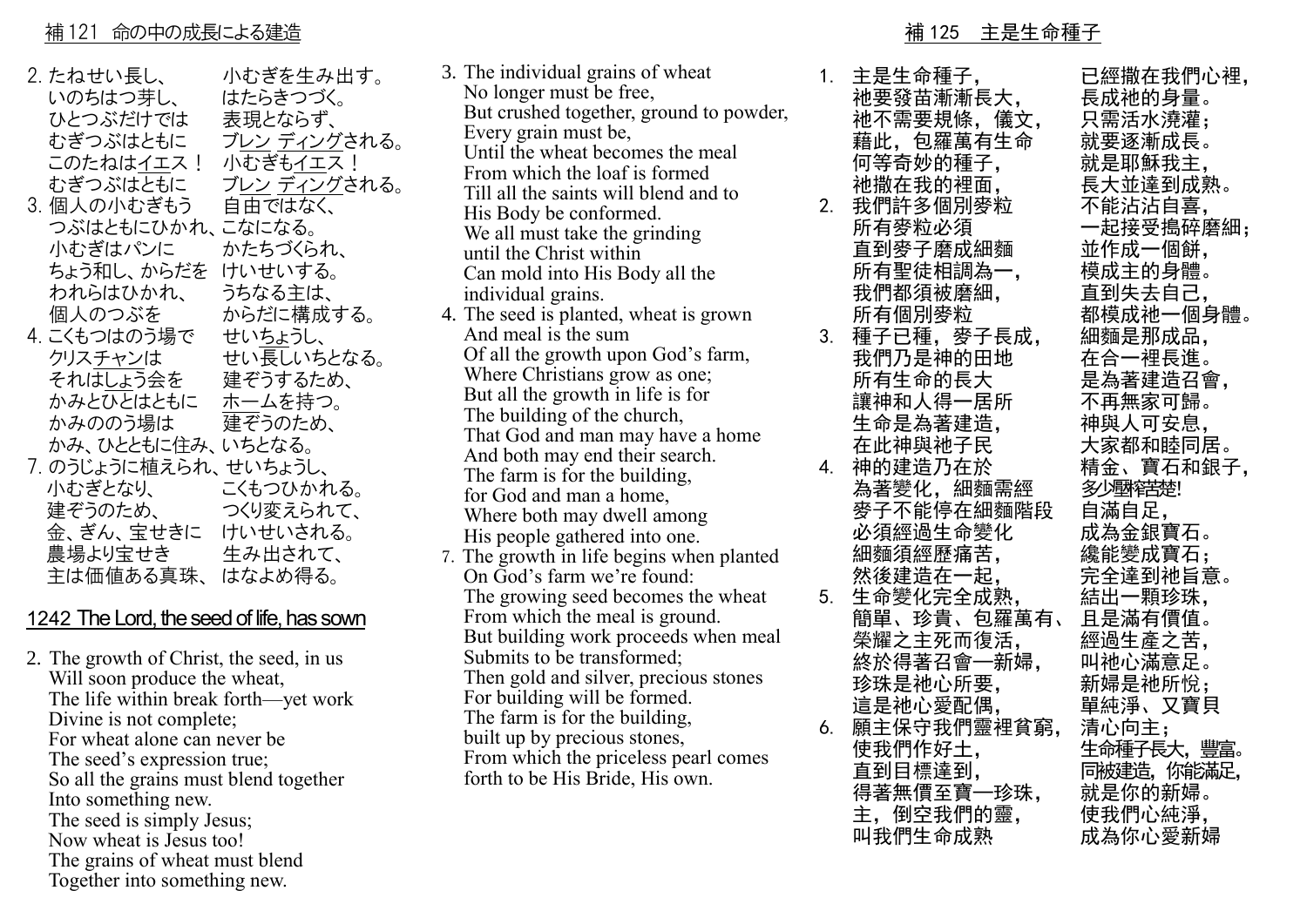## 補 121 命の中の成長による建造

2. たねせい長し、　小むぎを生み出す。
いのちはつ芽し、　はたらきつづく。
ひとつぶだけでは　表現とならず、
むぎつぶはともに　ブレン ディングされる。
このたねはイエス！　小むぎもイエス！
むぎつぶはともに　ブレン ディングされる。

3. 個人の小むぎもう　自由ではなく、
つぶはともにひかれ、こなになる。
小むぎはパンに　かたちづくられ、
ちょう和し、からだを　けいせいする。
われらはひかれ、　うちなる主は、
個人のつぶを　からだに構成する。

4. こくもつはのう場で　せいちょうし、
クリスチャンは　せい長しいちとなる。
それはしょう会を　建ぞうするため、
かみとひとはともに　ホームを持つ。
かみののう場は　建ぞうのため、
かみ、ひとともに住み、いちとなる。

7. のうじょうに植えられ、せいちょうし、
小むぎとなり、　こくもつひかれる。
建ぞうのため、　つくり変えられて、
金、ぎん、宝せきに　けいせいされる。
農場より宝せき　生み出されて、
主は価値ある真珠、　はなよめ得る。

## 1242 The Lord, the seed of life, has sown

2. The growth of Christ, the seed, in us
Will soon produce the wheat,
The life within break forth—yet work
Divine is not complete;
For wheat alone can never be
The seed's expression true;
So all the grains must blend together
Into something new.
The seed is simply Jesus;
Now wheat is Jesus too!
The grains of wheat must blend
Together into something new.

3. The individual grains of wheat
No longer must be free,
But crushed together, ground to powder,
Every grain must be,
Until the wheat becomes the meal
From which the loaf is formed
Till all the saints will blend and to
His Body be conformed.
We all must take the grinding
until the Christ within
Can mold into His Body all the
individual grains.

4. The seed is planted, wheat is grown
And meal is the sum
Of all the growth upon God's farm,
Where Christians grow as one;
But all the growth in life is for
The building of the church,
That God and man may have a home
And both may end their search.
The farm is for the building,
for God and man a home,
Where both may dwell among
His people gathered into one.

7. The growth in life begins when planted
On God's farm we're found:
The growing seed becomes the wheat
From which the meal is ground.
But building work proceeds when meal
Submits to be transformed;
Then gold and silver, precious stones
For building will be formed.
The farm is for the building,
built up by precious stones,
From which the priceless pearl comes
forth to be His Bride, His own.

## 補 125　主是生命種子

1. 主是生命種子，　已經撒在我們心裡，
祂要發苗漸漸長大，　長成祂的身量。
祂不需要規條，儀文，　只需活水澆灌；
藉此，包羅萬有生命　就要逐漸成長。
何等奇妙的種子，　就是耶穌我主，
祂撒在我的裡面，　長大並達到成熟。

2. 我們許多個別麥粒　不能沾沾自喜，
所有麥粒必須　一起接受搗碎磨細；
直到麥子磨成細麵　並作成一個餅，
所有聖徒相調為一，　模成主的身體。
我們都須被磨細，　直到失去自己，
所有個別麥粒　都模成祂一個身體。

3. 種子已種，麥子長成，　細麵是那成品，
我們乃是神的田地　在合一裡長進。
所有生命的長大　是為著建造召會，
讓神和人得一居所　不再無家可歸。
生命是為著建造，　神與人可安息，
在此神與祂子民　大家都和睦同居。

4. 神的建造乃在於　精金、寶石和銀子，
為著變化，細麵需經　多少壓榨苦楚!
麥子不能停在細麵階段　自滿自足，
必須經過生命變化　成為金銀寶石。
細麵須經歷痛苦，　纔能變成寶石；
然後建造在一起，　完全達到祂旨意。

5. 生命變化完全成熟，　結出一顆珍珠，
簡單、珍貴、包羅萬有、　且是滿有價值。
榮耀之主死而復活，　經過生產之苦，
終於得著召會一新婦，　叫祂心滿意足。
珍珠是祂心所要，　新婦是祂所悅；
這是祂心愛配偶，　單純淨、又寶貝

6. 願主保守我們靈裡貧窮，　清心向主；
使我們作好土，　生命種子長大，豐富。
直到目標達到，　同被建造，你能滿足，
得著無價至寶一珍珠，　就是你的新婦。
主，倒空我們的靈，　使我們心純淨，
叫我們生命成熟　成為你心愛新婦